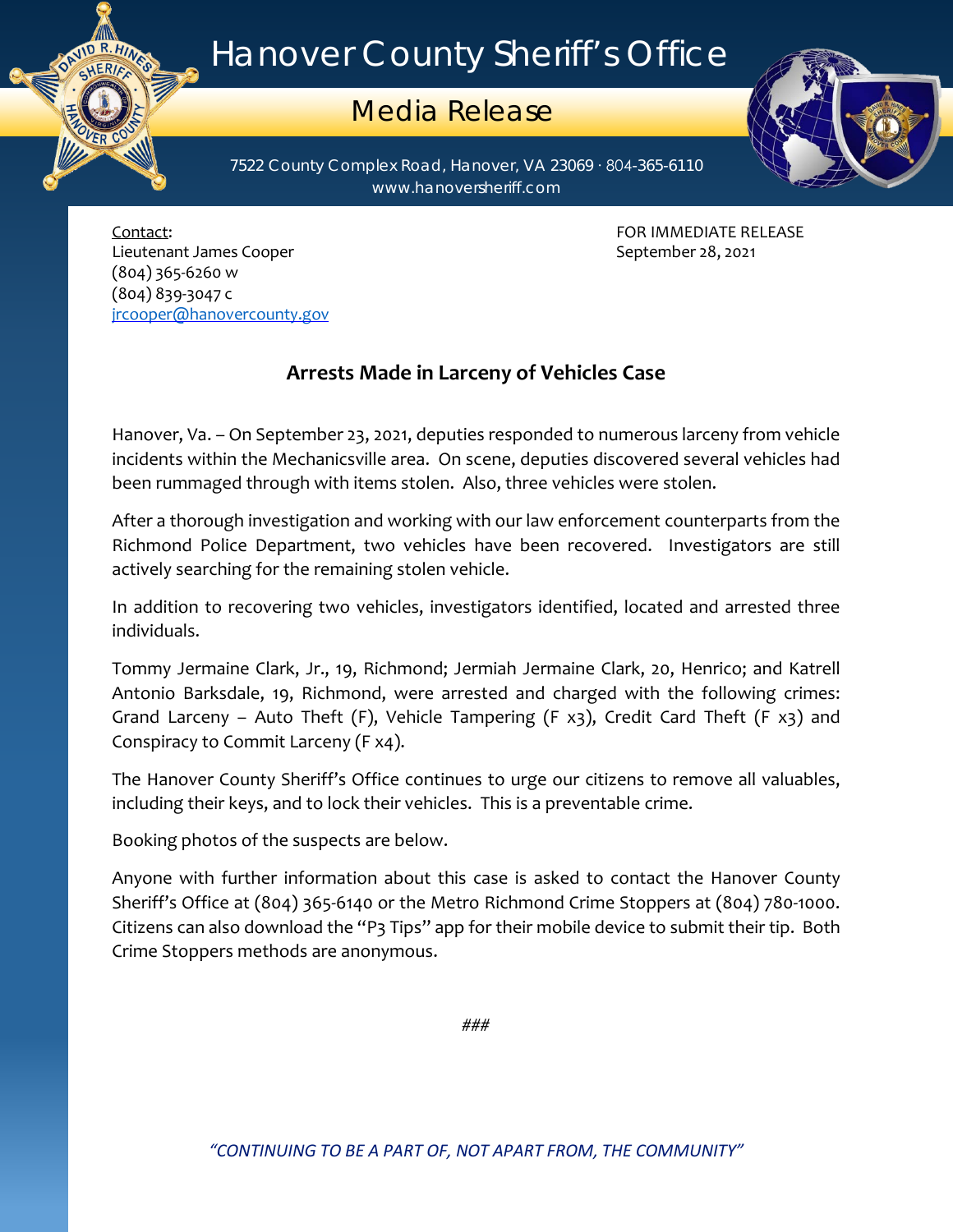# Hanover County Sheriff's Office

## Media Release

7522 County Complex Road, Hanover, VA 23069 · 804-365-6110
www.hanoversheriff.com

Contact:
Lieutenant James Cooper
(804) 365-6260 w
(804) 839-3047 c
jrcooper@hanovercounty.gov

FOR IMMEDIATE RELEASE
September 28, 2021

### Arrests Made in Larceny of Vehicles Case

Hanover, Va. – On September 23, 2021, deputies responded to numerous larceny from vehicle incidents within the Mechanicsville area. On scene, deputies discovered several vehicles had been rummaged through with items stolen. Also, three vehicles were stolen.

After a thorough investigation and working with our law enforcement counterparts from the Richmond Police Department, two vehicles have been recovered. Investigators are still actively searching for the remaining stolen vehicle.

In addition to recovering two vehicles, investigators identified, located and arrested three individuals.

Tommy Jermaine Clark, Jr., 19, Richmond; Jermiah Jermaine Clark, 20, Henrico; and Katrell Antonio Barksdale, 19, Richmond, were arrested and charged with the following crimes: Grand Larceny – Auto Theft (F), Vehicle Tampering (F x3), Credit Card Theft (F x3) and Conspiracy to Commit Larceny (F x4).

The Hanover County Sheriff's Office continues to urge our citizens to remove all valuables, including their keys, and to lock their vehicles. This is a preventable crime.

Booking photos of the suspects are below.

Anyone with further information about this case is asked to contact the Hanover County Sheriff's Office at (804) 365-6140 or the Metro Richmond Crime Stoppers at (804) 780-1000. Citizens can also download the "P3 Tips" app for their mobile device to submit their tip. Both Crime Stoppers methods are anonymous.

###

*"CONTINUING TO BE A PART OF, NOT APART FROM, THE COMMUNITY"*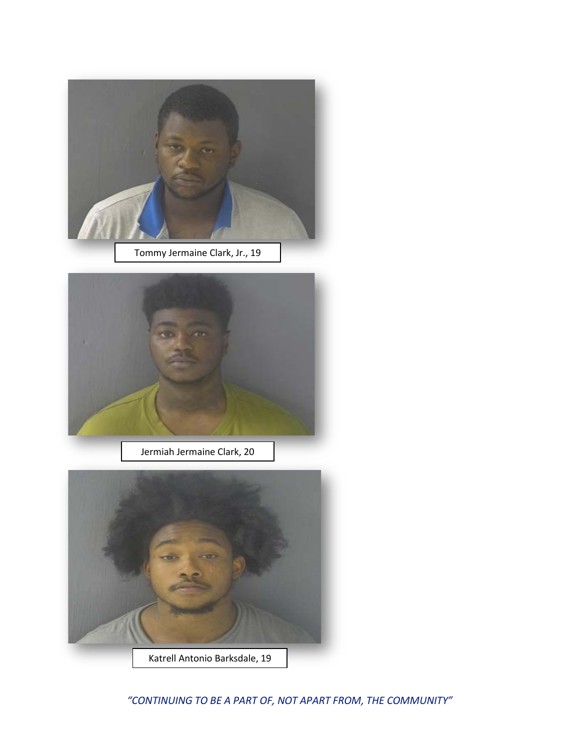Tommy Jermaine Clark, Jr., 19

Jermiah Jermaine Clark, 20

Katrell Antonio Barksdale, 19

*"CONTINUING TO BE A PART OF, NOT APART FROM, THE COMMUNITY"*